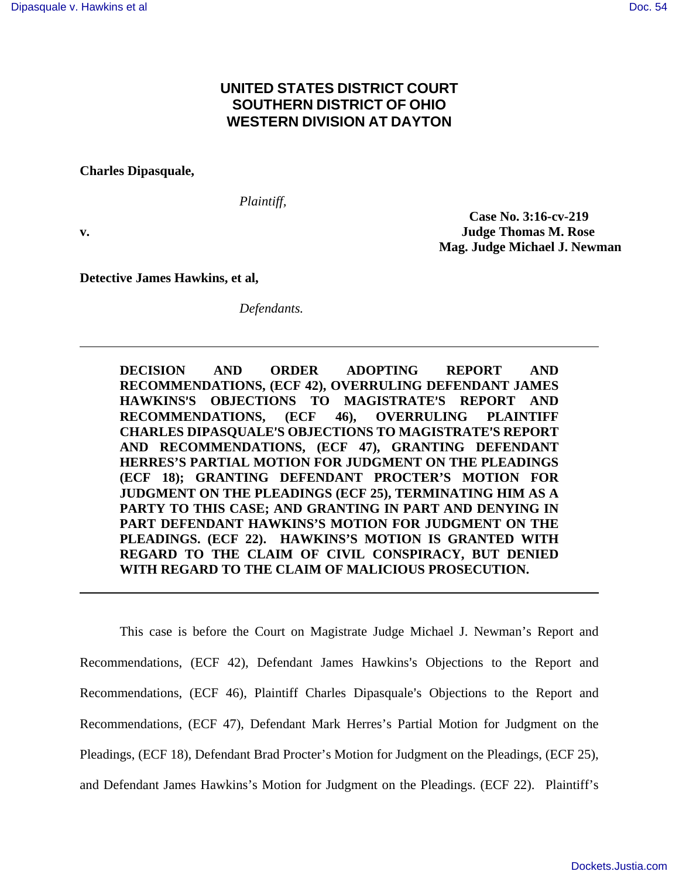**UNITED STATES DISTRICT COURT**
**SOUTHERN DISTRICT OF OHIO**
**WESTERN DIVISION AT DAYTON**

**Charles Dipasquale,**

*Plaintiff,*

**v.**

**Case No. 3:16-cv-219**
**Judge Thomas M. Rose**
**Mag. Judge Michael J. Newman**

**Detective James Hawkins, et al,**

*Defendants.*

---

**DECISION AND ORDER ADOPTING REPORT AND RECOMMENDATIONS, (ECF 42), OVERRULING DEFENDANT JAMES HAWKINS'S OBJECTIONS TO MAGISTRATE'S REPORT AND RECOMMENDATIONS, (ECF 46), OVERRULING PLAINTIFF CHARLES DIPASQUALE'S OBJECTIONS TO MAGISTRATE'S REPORT AND RECOMMENDATIONS, (ECF 47), GRANTING DEFENDANT HERRES'S PARTIAL MOTION FOR JUDGMENT ON THE PLEADINGS (ECF 18); GRANTING DEFENDANT PROCTER'S MOTION FOR JUDGMENT ON THE PLEADINGS (ECF 25), TERMINATING HIM AS A PARTY TO THIS CASE; AND GRANTING IN PART AND DENYING IN PART DEFENDANT HAWKINS'S MOTION FOR JUDGMENT ON THE PLEADINGS. (ECF 22). HAWKINS'S MOTION IS GRANTED WITH REGARD TO THE CLAIM OF CIVIL CONSPIRACY, BUT DENIED WITH REGARD TO THE CLAIM OF MALICIOUS PROSECUTION.**

---

This case is before the Court on Magistrate Judge Michael J. Newman's Report and Recommendations, (ECF 42), Defendant James Hawkins's Objections to the Report and Recommendations, (ECF 46), Plaintiff Charles Dipasquale's Objections to the Report and Recommendations, (ECF 47), Defendant Mark Herres's Partial Motion for Judgment on the Pleadings, (ECF 18), Defendant Brad Procter's Motion for Judgment on the Pleadings, (ECF 25), and Defendant James Hawkins's Motion for Judgment on the Pleadings. (ECF 22). Plaintiff's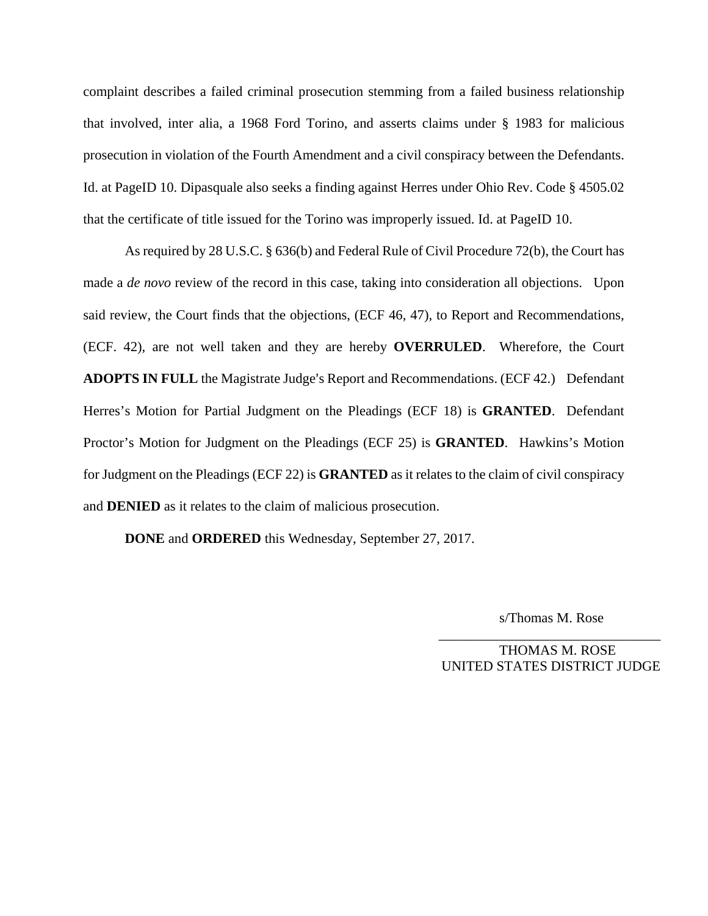complaint describes a failed criminal prosecution stemming from a failed business relationship that involved, inter alia, a 1968 Ford Torino, and asserts claims under § 1983 for malicious prosecution in violation of the Fourth Amendment and a civil conspiracy between the Defendants. Id. at PageID 10. Dipasquale also seeks a finding against Herres under Ohio Rev. Code § 4505.02 that the certificate of title issued for the Torino was improperly issued. Id. at PageID 10.

As required by 28 U.S.C. § 636(b) and Federal Rule of Civil Procedure 72(b), the Court has made a *de novo* review of the record in this case, taking into consideration all objections. Upon said review, the Court finds that the objections, (ECF 46, 47), to Report and Recommendations, (ECF. 42), are not well taken and they are hereby **OVERRULED**. Wherefore, the Court **ADOPTS IN FULL** the Magistrate Judge's Report and Recommendations. (ECF 42.) Defendant Herres's Motion for Partial Judgment on the Pleadings (ECF 18) is **GRANTED**. Defendant Proctor's Motion for Judgment on the Pleadings (ECF 25) is **GRANTED**. Hawkins's Motion for Judgment on the Pleadings (ECF 22) is **GRANTED** as it relates to the claim of civil conspiracy and **DENIED** as it relates to the claim of malicious prosecution.

**DONE** and **ORDERED** this Wednesday, September 27, 2017.

s/Thomas M. Rose

THOMAS M. ROSE
UNITED STATES DISTRICT JUDGE